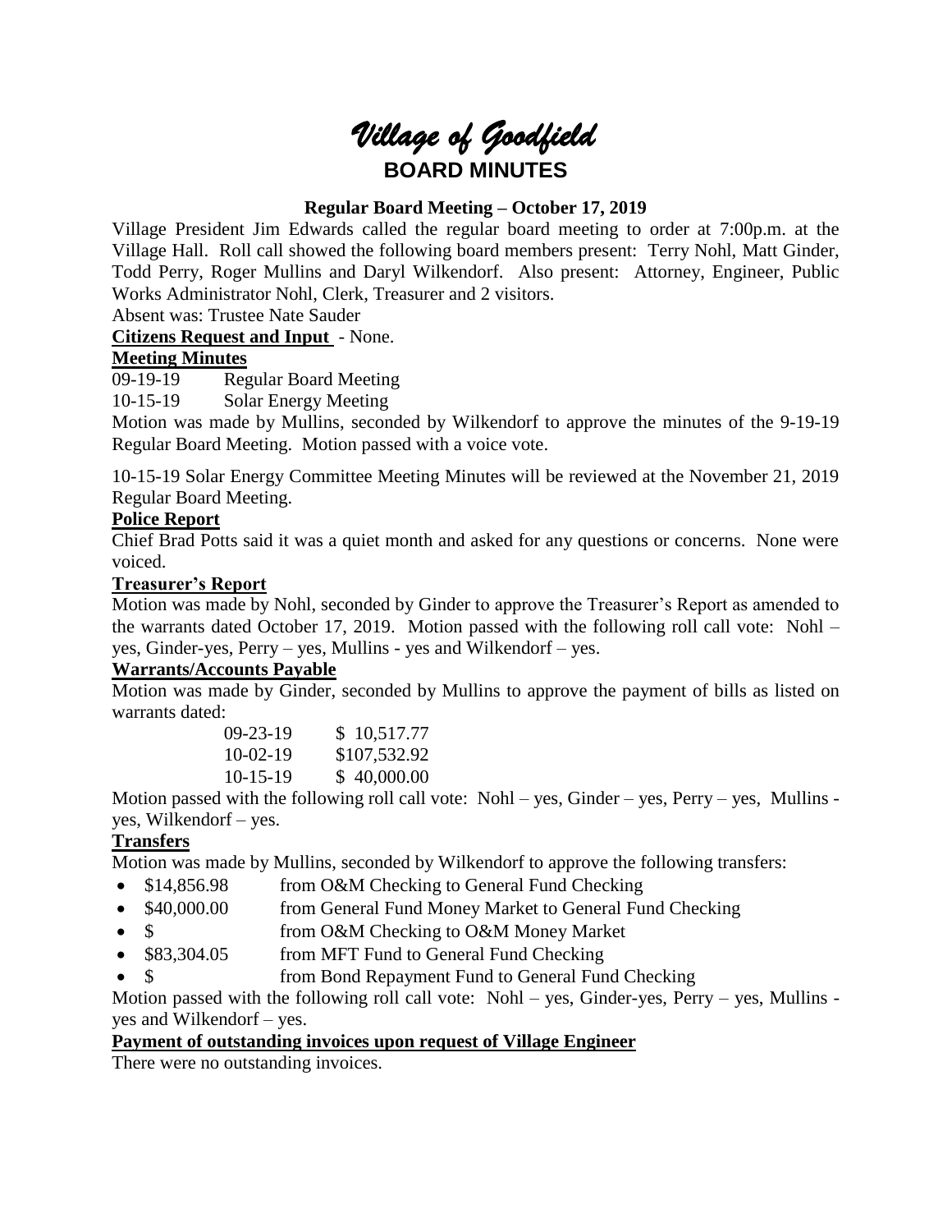# *Village of Goodfield*

## BOARD MINUTES

**Regular Board Meeting – October 17, 2019**

Village President Jim Edwards called the regular board meeting to order at 7:00p.m. at the Village Hall. Roll call showed the following board members present: Terry Nohl, Matt Ginder, Todd Perry, Roger Mullins and Daryl Wilkendorf. Also present: Attorney, Engineer, Public Works Administrator Nohl, Clerk, Treasurer and 2 visitors.

Absent was: Trustee Nate Sauder

**Citizens Request and Input** - None.

**Meeting Minutes**

09-19-19 Regular Board Meeting

10-15-19 Solar Energy Meeting

Motion was made by Mullins, seconded by Wilkendorf to approve the minutes of the 9-19-19 Regular Board Meeting. Motion passed with a voice vote.

10-15-19 Solar Energy Committee Meeting Minutes will be reviewed at the November 21, 2019 Regular Board Meeting.

**Police Report**

Chief Brad Potts said it was a quiet month and asked for any questions or concerns. None were voiced.

**Treasurer's Report**

Motion was made by Nohl, seconded by Ginder to approve the Treasurer's Report as amended to the warrants dated October 17, 2019. Motion passed with the following roll call vote: Nohl – yes, Ginder-yes, Perry – yes, Mullins - yes and Wilkendorf – yes.

**Warrants/Accounts Payable**

Motion was made by Ginder, seconded by Mullins to approve the payment of bills as listed on warrants dated:

| | |
|---|---|
| 09-23-19 | $ 10,517.77 |
| 10-02-19 | $107,532.92 |
| 10-15-19 | $ 40,000.00 |

Motion passed with the following roll call vote: Nohl – yes, Ginder – yes, Perry – yes, Mullins - yes, Wilkendorf – yes.

**Transfers**

Motion was made by Mullins, seconded by Wilkendorf to approve the following transfers:

- $14,856.98 from O&M Checking to General Fund Checking
- $40,000.00 from General Fund Money Market to General Fund Checking
- $ from O&M Checking to O&M Money Market
- $83,304.05 from MFT Fund to General Fund Checking
- $ from Bond Repayment Fund to General Fund Checking

Motion passed with the following roll call vote: Nohl – yes, Ginder-yes, Perry – yes, Mullins - yes and Wilkendorf – yes.

**Payment of outstanding invoices upon request of Village Engineer**

There were no outstanding invoices.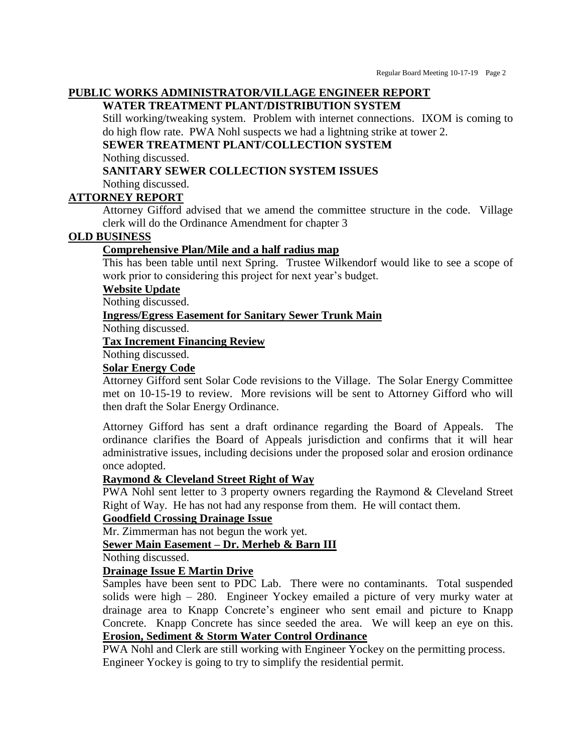## PUBLIC WORKS ADMINISTRATOR/VILLAGE ENGINEER REPORT

### WATER TREATMENT PLANT/DISTRIBUTION SYSTEM

Still working/tweaking system. Problem with internet connections. IXOM is coming to do high flow rate. PWA Nohl suspects we had a lightning strike at tower 2.

### SEWER TREATMENT PLANT/COLLECTION SYSTEM

Nothing discussed.

### SANITARY SEWER COLLECTION SYSTEM ISSUES

Nothing discussed.

## ATTORNEY REPORT

Attorney Gifford advised that we amend the committee structure in the code. Village clerk will do the Ordinance Amendment for chapter 3

## OLD BUSINESS

### Comprehensive Plan/Mile and a half radius map

This has been table until next Spring. Trustee Wilkendorf would like to see a scope of work prior to considering this project for next year's budget.

### Website Update

Nothing discussed.

### Ingress/Egress Easement for Sanitary Sewer Trunk Main

Nothing discussed.

### Tax Increment Financing Review

Nothing discussed.

### Solar Energy Code

Attorney Gifford sent Solar Code revisions to the Village. The Solar Energy Committee met on 10-15-19 to review. More revisions will be sent to Attorney Gifford who will then draft the Solar Energy Ordinance.

Attorney Gifford has sent a draft ordinance regarding the Board of Appeals. The ordinance clarifies the Board of Appeals jurisdiction and confirms that it will hear administrative issues, including decisions under the proposed solar and erosion ordinance once adopted.

### Raymond & Cleveland Street Right of Way

PWA Nohl sent letter to 3 property owners regarding the Raymond & Cleveland Street Right of Way. He has not had any response from them. He will contact them.

### Goodfield Crossing Drainage Issue

Mr. Zimmerman has not begun the work yet.

### Sewer Main Easement – Dr. Merheb & Barn III

Nothing discussed.

### Drainage Issue E Martin Drive

Samples have been sent to PDC Lab. There were no contaminants. Total suspended solids were high – 280. Engineer Yockey emailed a picture of very murky water at drainage area to Knapp Concrete's engineer who sent email and picture to Knapp Concrete. Knapp Concrete has since seeded the area. We will keep an eye on this.

### Erosion, Sediment & Storm Water Control Ordinance

PWA Nohl and Clerk are still working with Engineer Yockey on the permitting process. Engineer Yockey is going to try to simplify the residential permit.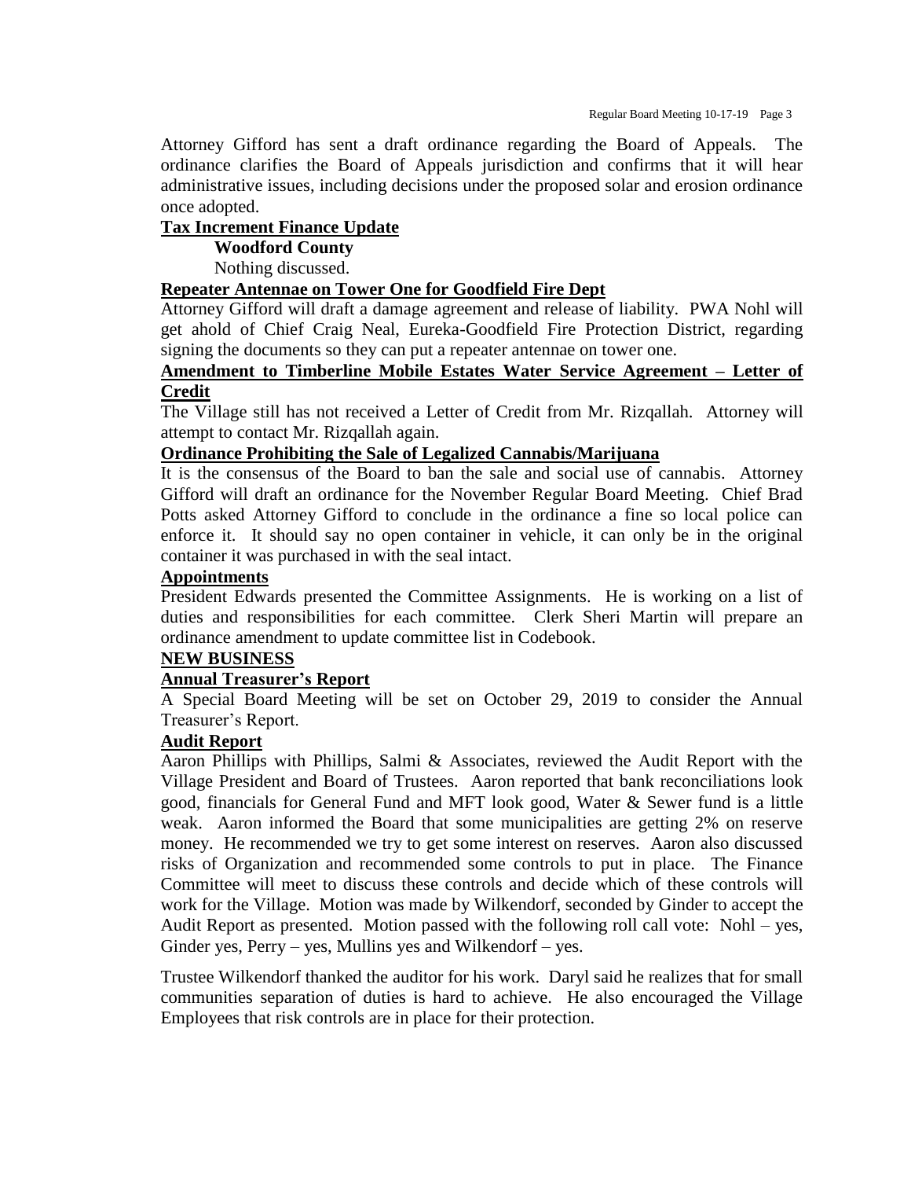Attorney Gifford has sent a draft ordinance regarding the Board of Appeals. The ordinance clarifies the Board of Appeals jurisdiction and confirms that it will hear administrative issues, including decisions under the proposed solar and erosion ordinance once adopted.

**Tax Increment Finance Update**

**Woodford County**

Nothing discussed.

**Repeater Antennae on Tower One for Goodfield Fire Dept**

Attorney Gifford will draft a damage agreement and release of liability. PWA Nohl will get ahold of Chief Craig Neal, Eureka-Goodfield Fire Protection District, regarding signing the documents so they can put a repeater antennae on tower one.

**Amendment to Timberline Mobile Estates Water Service Agreement – Letter of Credit**

The Village still has not received a Letter of Credit from Mr. Rizqallah. Attorney will attempt to contact Mr. Rizqallah again.

**Ordinance Prohibiting the Sale of Legalized Cannabis/Marijuana**

It is the consensus of the Board to ban the sale and social use of cannabis. Attorney Gifford will draft an ordinance for the November Regular Board Meeting. Chief Brad Potts asked Attorney Gifford to conclude in the ordinance a fine so local police can enforce it. It should say no open container in vehicle, it can only be in the original container it was purchased in with the seal intact.

**Appointments**

President Edwards presented the Committee Assignments. He is working on a list of duties and responsibilities for each committee. Clerk Sheri Martin will prepare an ordinance amendment to update committee list in Codebook.

**NEW BUSINESS**

**Annual Treasurer's Report**

A Special Board Meeting will be set on October 29, 2019 to consider the Annual Treasurer's Report.

**Audit Report**

Aaron Phillips with Phillips, Salmi & Associates, reviewed the Audit Report with the Village President and Board of Trustees. Aaron reported that bank reconciliations look good, financials for General Fund and MFT look good, Water & Sewer fund is a little weak. Aaron informed the Board that some municipalities are getting 2% on reserve money. He recommended we try to get some interest on reserves. Aaron also discussed risks of Organization and recommended some controls to put in place. The Finance Committee will meet to discuss these controls and decide which of these controls will work for the Village. Motion was made by Wilkendorf, seconded by Ginder to accept the Audit Report as presented. Motion passed with the following roll call vote: Nohl – yes, Ginder yes, Perry – yes, Mullins yes and Wilkendorf – yes.

Trustee Wilkendorf thanked the auditor for his work. Daryl said he realizes that for small communities separation of duties is hard to achieve. He also encouraged the Village Employees that risk controls are in place for their protection.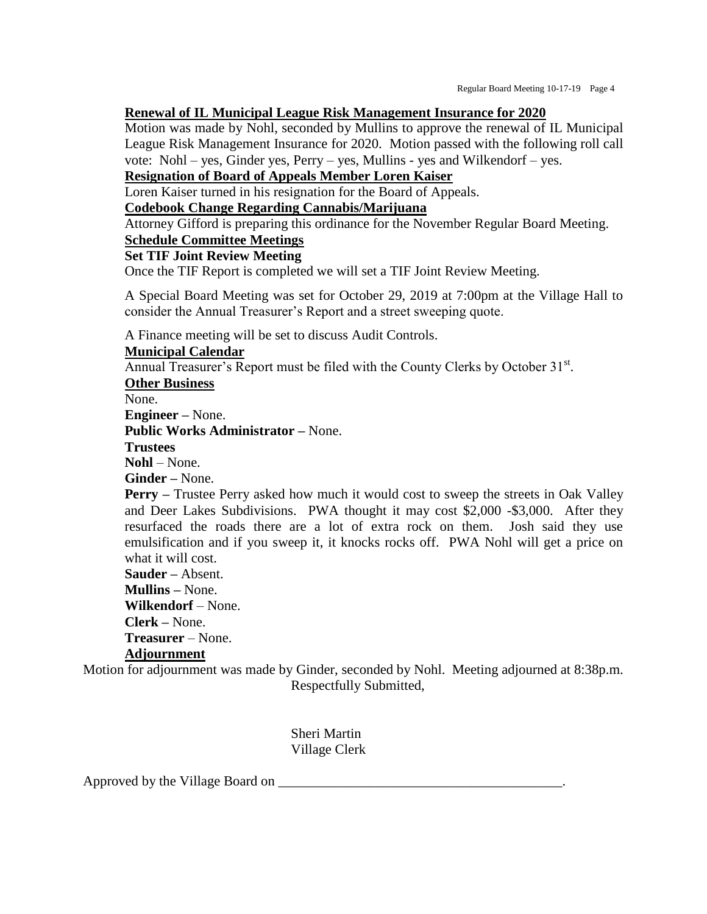**Renewal of IL Municipal League Risk Management Insurance for 2020**

Motion was made by Nohl, seconded by Mullins to approve the renewal of IL Municipal League Risk Management Insurance for 2020. Motion passed with the following roll call vote: Nohl – yes, Ginder yes, Perry – yes, Mullins - yes and Wilkendorf – yes.

**Resignation of Board of Appeals Member Loren Kaiser**

Loren Kaiser turned in his resignation for the Board of Appeals.

**Codebook Change Regarding Cannabis/Marijuana**

Attorney Gifford is preparing this ordinance for the November Regular Board Meeting.

**Schedule Committee Meetings**

**Set TIF Joint Review Meeting**

Once the TIF Report is completed we will set a TIF Joint Review Meeting.

A Special Board Meeting was set for October 29, 2019 at 7:00pm at the Village Hall to consider the Annual Treasurer's Report and a street sweeping quote.

A Finance meeting will be set to discuss Audit Controls.

**Municipal Calendar**

Annual Treasurer's Report must be filed with the County Clerks by October 31st.

**Other Business**

None.

**Engineer –** None.

**Public Works Administrator –** None.

**Trustees**

**Nohl** – None.

**Ginder –** None.

**Perry –** Trustee Perry asked how much it would cost to sweep the streets in Oak Valley and Deer Lakes Subdivisions. PWA thought it may cost $2,000 -$3,000. After they resurfaced the roads there are a lot of extra rock on them. Josh said they use emulsification and if you sweep it, it knocks rocks off. PWA Nohl will get a price on what it will cost.

**Sauder –** Absent.

**Mullins –** None.

**Wilkendorf** – None.

**Clerk –** None.

**Treasurer** – None.

**Adjournment**

Motion for adjournment was made by Ginder, seconded by Nohl. Meeting adjourned at 8:38p.m.

Respectfully Submitted,

Sheri Martin
Village Clerk

Approved by the Village Board on \_\_\_\_\_\_\_\_\_\_\_\_\_\_\_\_\_\_\_\_\_\_\_\_\_\_\_\_\_\_\_\_\_\_\_\_\_\_\_\_.